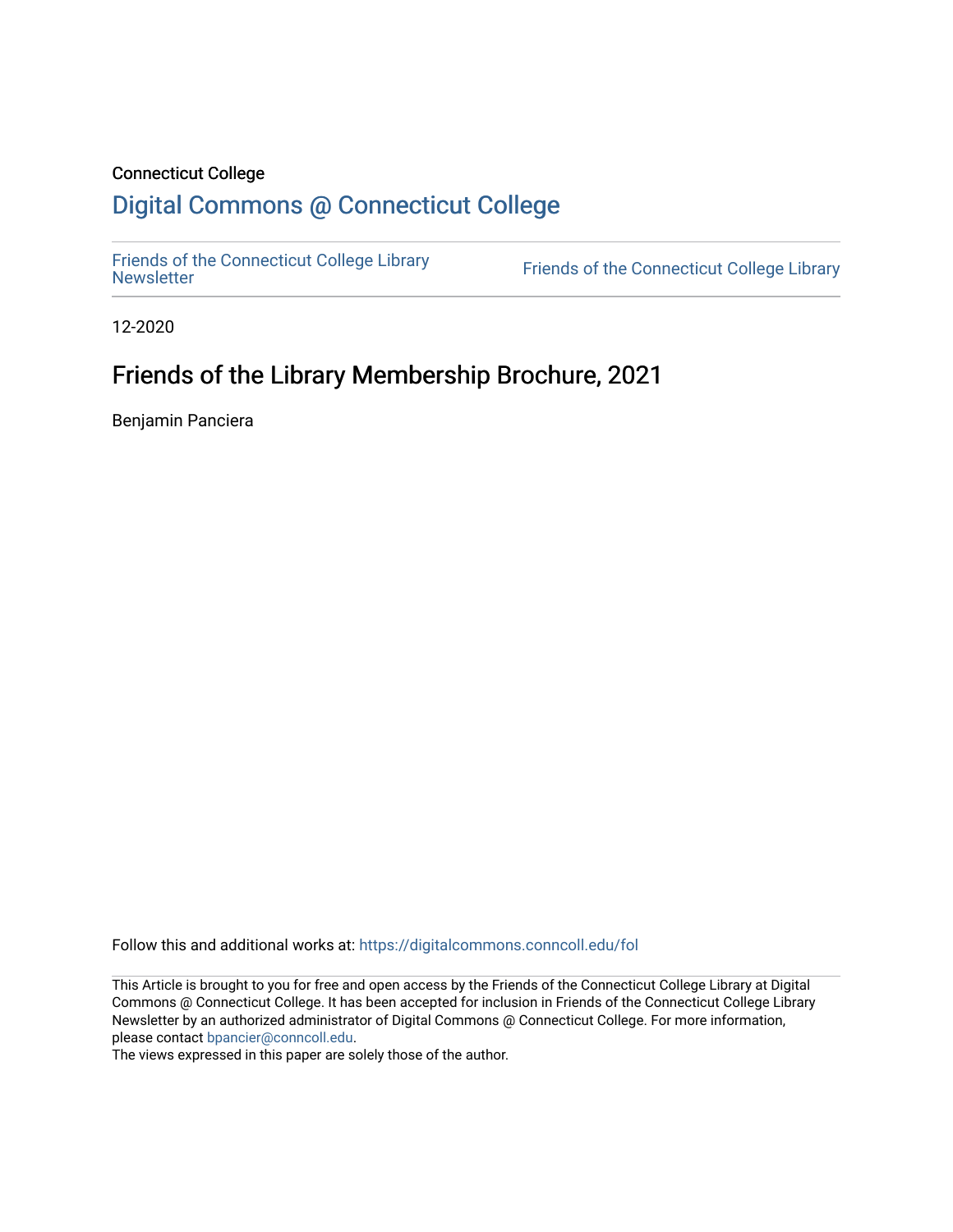Connecticut College

## Digital Commons @ Connecticut College

Friends of the Connecticut College Library Newsletter | Friends of the Connecticut College Library

12-2020

# Friends of the Library Membership Brochure, 2021

Benjamin Panciera

Follow this and additional works at: https://digitalcommons.conncoll.edu/fol

This Article is brought to you for free and open access by the Friends of the Connecticut College Library at Digital Commons @ Connecticut College. It has been accepted for inclusion in Friends of the Connecticut College Library Newsletter by an authorized administrator of Digital Commons @ Connecticut College. For more information, please contact bpancier@conncoll.edu.
The views expressed in this paper are solely those of the author.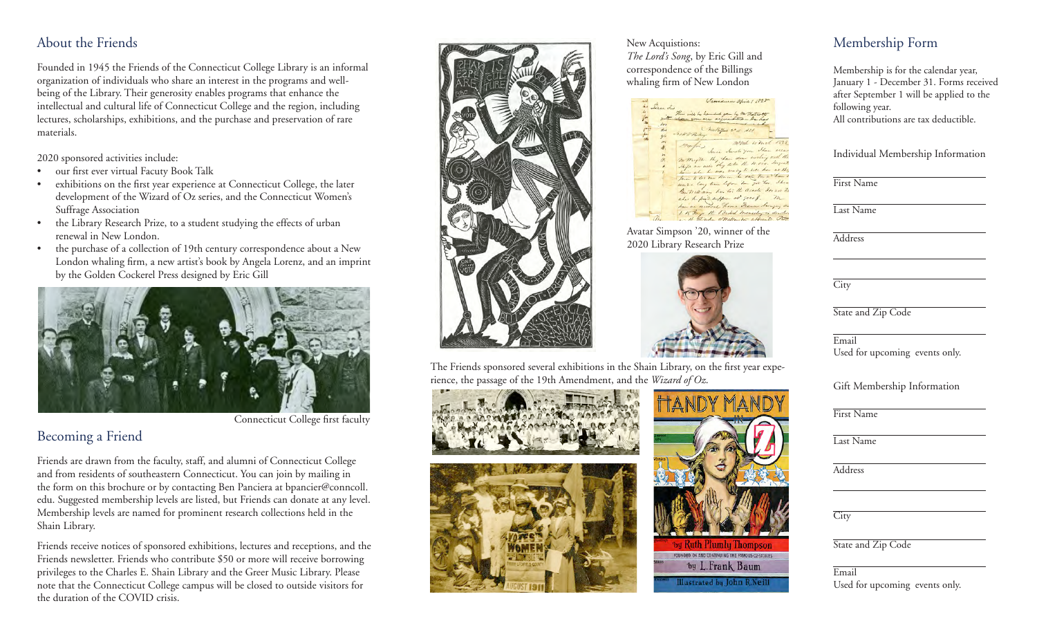## About the Friends

Founded in 1945 the Friends of the Connecticut College Library is an informal organization of individuals who share an interest in the programs and well-being of the Library. Their generosity enables programs that enhance the intellectual and cultural life of Connecticut College and the region, including lectures, scholarships, exhibitions, and the purchase and preservation of rare materials.

2020 sponsored activities include:

- our first ever virtual Facuty Book Talk
- exhibitions on the first year experience at Connecticut College, the later development of the Wizard of Oz series, and the Connecticut Women's Suffrage Association
- the Library Research Prize, to a student studying the effects of urban renewal in New London.
- the purchase of a collection of 19th century correspondence about a New London whaling firm, a new artist's book by Angela Lorenz, and an imprint by the Golden Cockerel Press designed by Eric Gill

Connecticut College first faculty

## Becoming a Friend

Friends are drawn from the faculty, staff, and alumni of Connecticut College and from residents of southeastern Connecticut. You can join by mailing in the form on this brochure or by contacting Ben Panciera at bpancier@conncoll.edu. Suggested membership levels are listed, but Friends can donate at any level. Membership levels are named for prominent research collections held in the Shain Library.

Friends receive notices of sponsored exhibitions, lectures and receptions, and the Friends newsletter. Friends who contribute $50 or more will receive borrowing privileges to the Charles E. Shain Library and the Greer Music Library. Please note that the Connecticut College campus will be closed to outside visitors for the duration of the COVID crisis.

New Acquisitions:
*The Lord's Song*, by Eric Gill and correspondence of the Billings whaling firm of New London

Avatar Simpson '20, winner of the 2020 Library Research Prize

The Friends sponsored several exhibitions in the Shain Library, on the first year experience, the passage of the 19th Amendment, and the *Wizard of Oz*.

## Membership Form

Membership is for the calendar year, January 1 - December 31. Forms received after September 1 will be applied to the following year.
All contributions are tax deductible.

### Individual Membership Information

First Name

Last Name

Address

City

State and Zip Code

Email
Used for upcoming events only.

### Gift Membership Information

First Name

Last Name

Address

City

State and Zip Code

Email
Used for upcoming events only.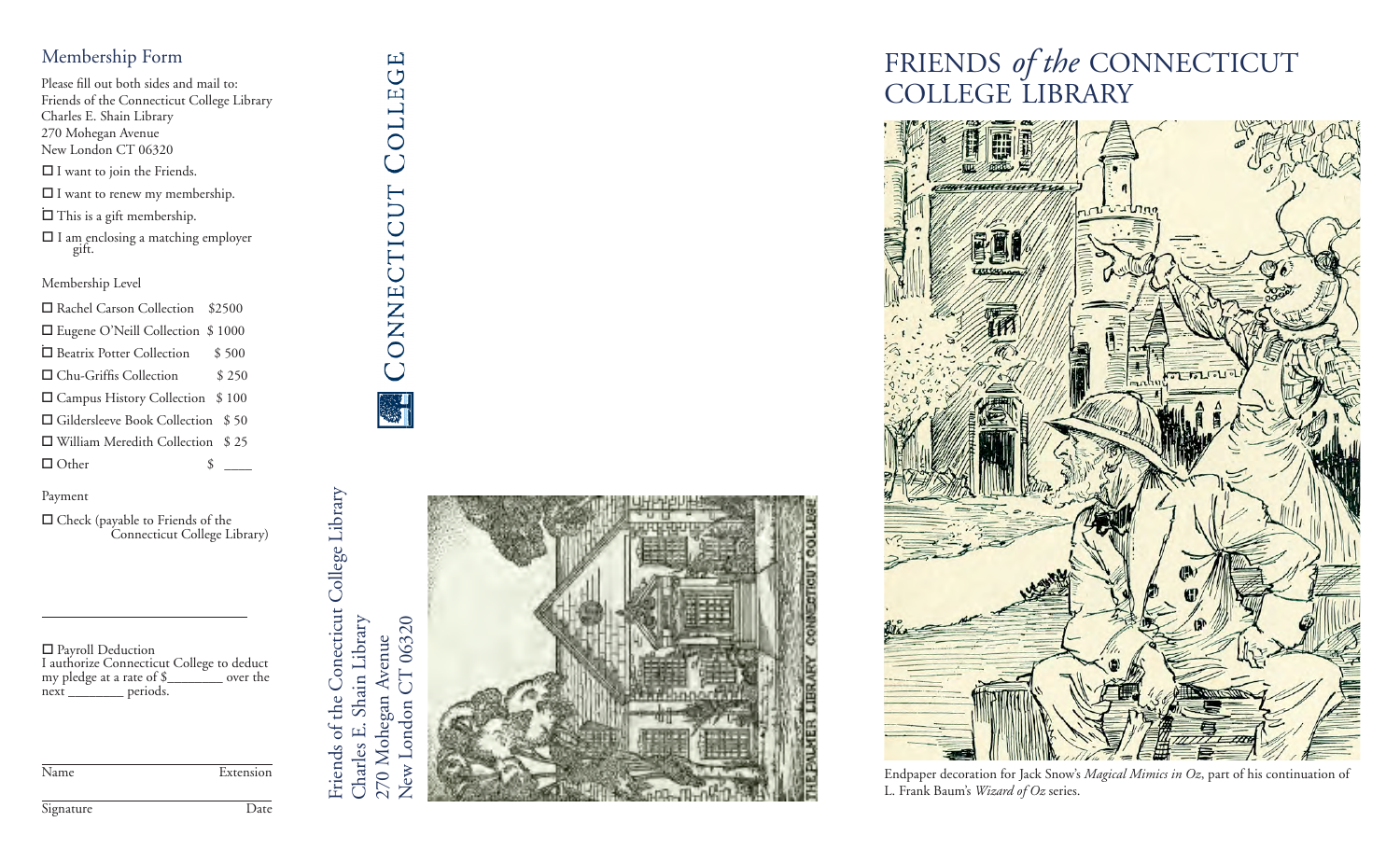## Membership Form

Please fill out both sides and mail to:
Friends of the Connecticut College Library
Charles E. Shain Library
270 Mohegan Avenue
New London CT 06320

☐ I want to join the Friends.

☐ I want to renew my membership.

☐ This is a gift membership.

☐ I am enclosing a matching employer gift.

Membership Level

☐ Rachel Carson Collection $2500

☐ Eugene O'Neill Collection $ 1000

☐ Beatrix Potter Collection $ 500

☐ Chu-Griffis Collection $ 250

☐ Campus History Collection $ 100

☐ Gildersleeve Book Collection $ 50

☐ William Meredith Collection $ 25

☐ Other $ ____

Payment

☐ Check (payable to Friends of the Connecticut College Library)

______________________________

☐ Payroll Deduction
I authorize Connecticut College to deduct my pledge at a rate of $________ over the next ________ periods.

______________________________
Name Extension

______________________________
Signature Date

CONNECTICUT COLLEGE

Friends of the Conecticut College Library
Charles E. Shain Library
270 Mohegan Avenue
New London CT 06320

# FRIENDS *of the* CONNECTICUT COLLEGE LIBRARY

Endpaper decoration for Jack Snow's *Magical Mimics in Oz*, part of his continuation of L. Frank Baum's *Wizard of Oz* series.